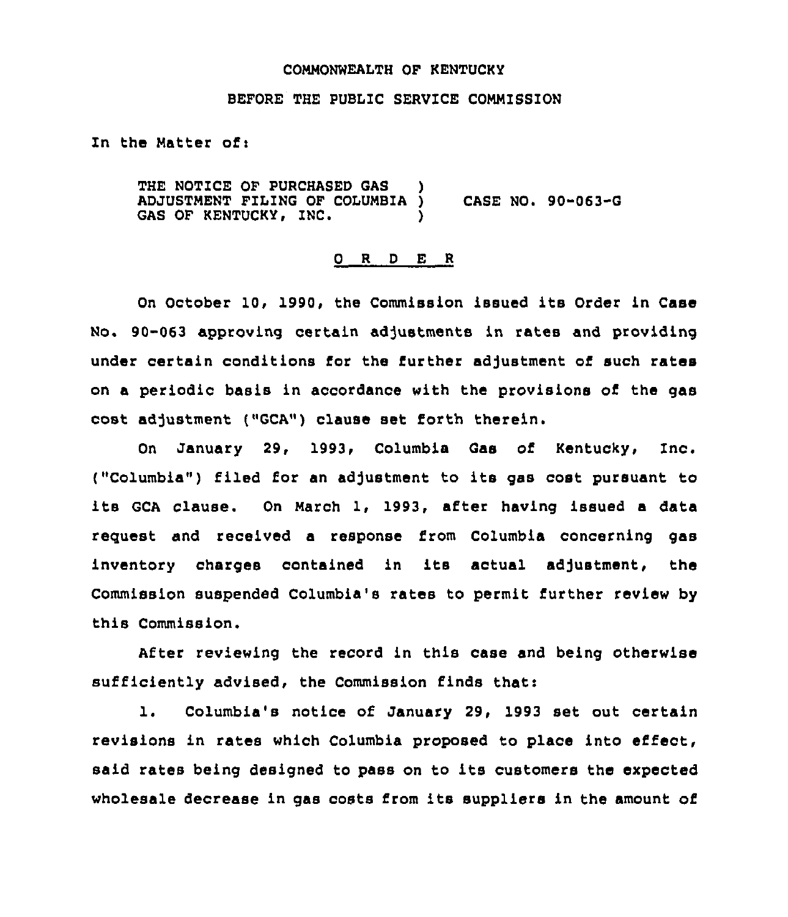COMMONWEALTH OF KENTUCKY

BEFORE THE PUBLIC SERVICE COMMISSION

In the Matter of:

THE NOTICE OF PURCHASED GAS ADJUSTMENT FILING OF COLUMBIA GAS OF KENTUCKY, INC. ) CASE NO. 90-063-G

## O R D E R

On October 10, 1990, the Commission issued its Order in Case No. 90-063 approving certain adjustments in rates and providing under certain conditions for the further adjustment of such rates on a periodic basis in accordance with the provisions of the gas cost adjustment ("GCA") clause set forth therein.

On January 29, 1993, Columbia Gas of Kentucky, Inc. ("Columbia") filed for an adjustment to its gas cost pursuant to its GCA clause. On March 1, 1993, after having issued a data request and received a response from Columbia concerning gas inventory charges contained in its actual adjustment, the Commission suspended Columbia's rates to permit further review by this Commission.

After reviewing the record in this case and being otherwise sufficiently advised, the Commission finds that:

1. Columbia's notice of January 29, 1993 set out certain revisions in rates which Columbia proposed to place into effect, said rates being designed to pass on to its customers the expected wholesale decrease in gas costs from its suppliers in the amount of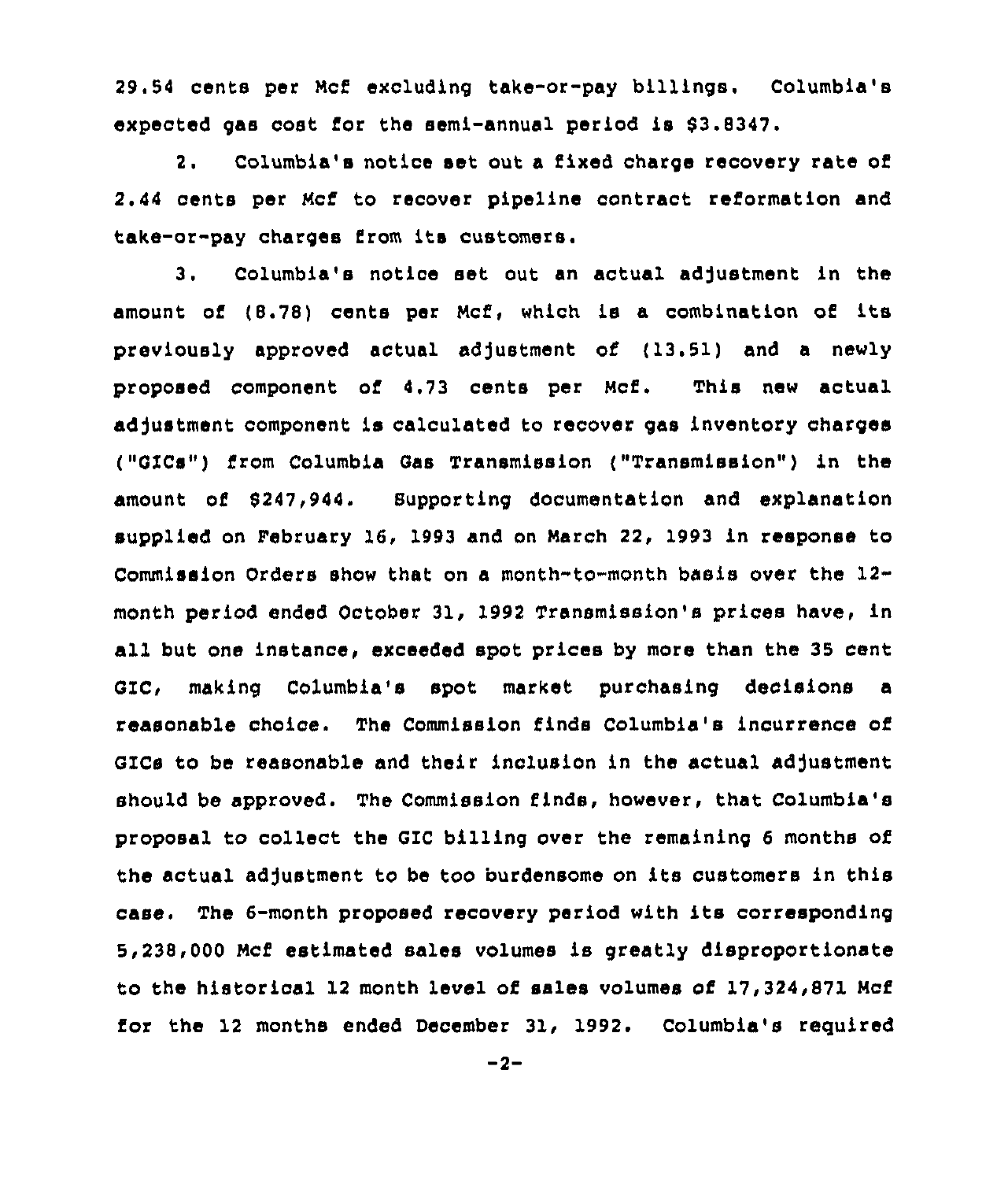29.54 cents per Mcf excluding take-or-pay billings. Columbia's expected gas cost for the semi-annual period is $3.8347.

2. Columbia's notice set out a fixed charge recovery rate of 2.44 cents per Mcf to recover pipeline contract reformation and take-or-pay charges from its customers.

3. Columbia's notice set out an actual adjustment in the amount of (8.78) cents per Mcf, which is a combination of its previously approved actual adjustment of (13.51) and a newly proposed component of 4.73 cents per Mcf. This new actual adjustment component is calculated to recover gas inventory charges ("GICs") from Columbia Gas Transmission ("Transmission") in the amount of $247,944. Supporting documentation and explanation supplied on February 16, 1993 and on March 22, 1993 in response to Commission Orders show that on a month-to-month basis over the 12-month period ended October 31, 1992 Transmission's prices have, in all but one instance, exceeded spot prices by more than the 35 cent GIC, making Columbia's spot market purchasing decisions a reasonable choice. The Commission finds Columbia's incurrence of GICs to be reasonable and their inclusion in the actual adjustment should be approved. The Commission finds, however, that Columbia's proposal to collect the GIC billing over the remaining 6 months of the actual adjustment to be too burdensome on its customers in this case. The 6-month proposed recovery period with its corresponding 5,238,000 Mcf estimated sales volumes is greatly disproportionate to the historical 12 month level of sales volumes of 17,324,871 Mcf for the 12 months ended December 31, 1992. Columbia's required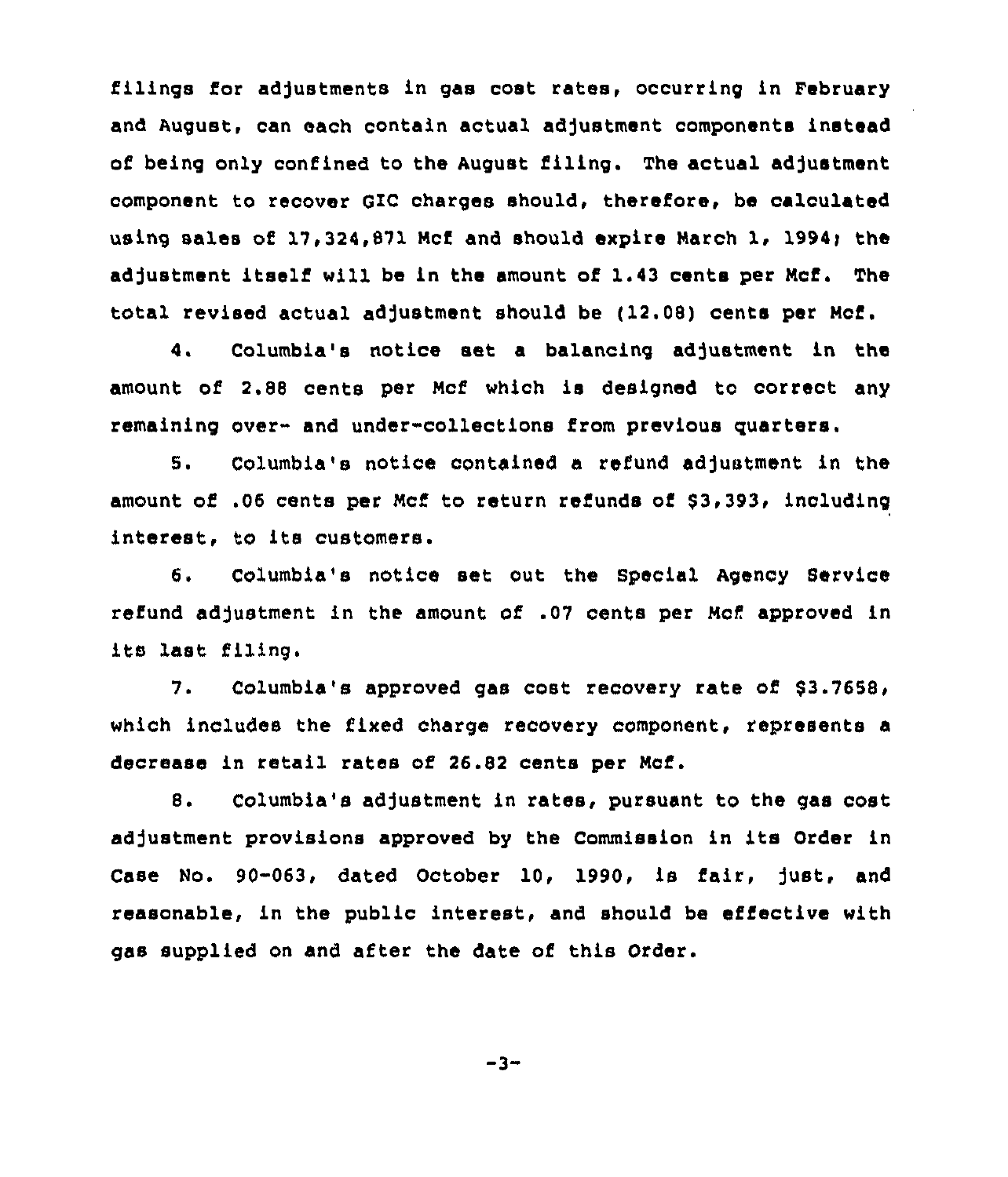filings for adjustments in gas cost rates, occurring in February and August, can each contain actual adjustment components instead of being only confined to the August filing. The actual adjustment component to recover GIC charges should, therefore, be calculated using sales of 17,324,871 Mcf and should expire March 1, 1994; the adjustment itself will be in the amount of 1.43 cents per Mcf. The total revised actual adjustment should be (12.08) cents per Mcf.

4. Columbia's notice set a balancing adjustment in the amount of 2.88 cents per Mcf which is designed to correct any remaining over- and under-collections from previous quarters.

5. Columbia's notice contained a refund adjustment in the amount of .06 cents per Mcf to return refunds of $3,393, including interest, to its customers.

6. Columbia's notice set out the Special Agency Service refund adjustment in the amount of .07 cents per Mcf approved in its last filing.

7. Columbia's approved gas cost recovery rate of $3.7658, which includes the fixed charge recovery component, represents a decrease in retail rates of 26.82 cents per Mcf.

8. Columbia's adjustment in rates, pursuant to the gas cost adjustment provisions approved by the Commission in its Order in Case No. 90-063, dated October 10, 1990, is fair, just, and reasonable, in the public interest, and should be effective with gas supplied on and after the date of this Order.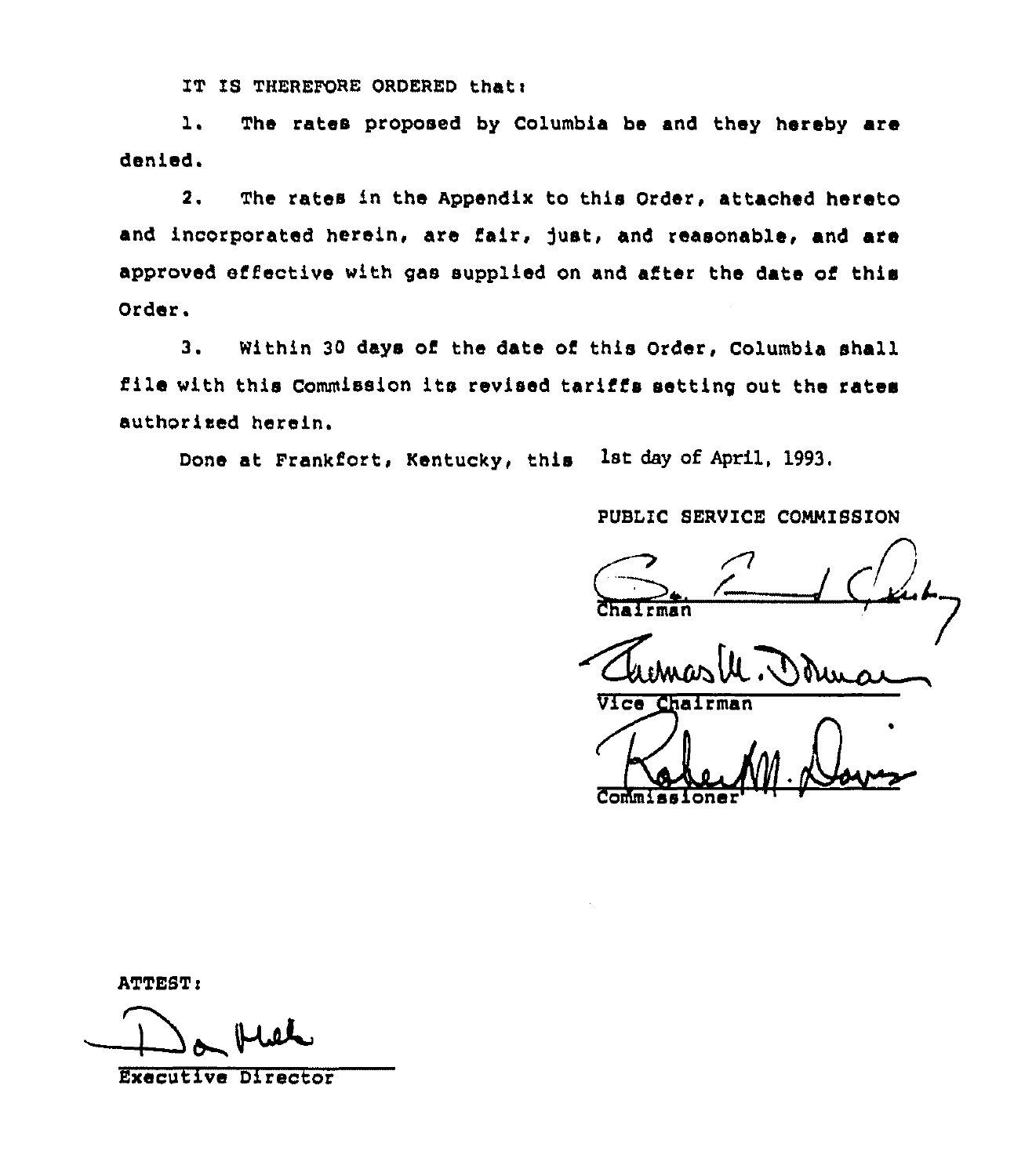IT IS THEREFORE ORDERED that:

1. The rates proposed by Columbia be and they hereby are denied.

2. The rates in the Appendix to this Order, attached hereto and incorporated herein, are fair, just, and reasonable, and are approved effective with gas supplied on and after the date of this Order.

3. Within 30 days of the date of this Order, Columbia shall file with this Commission its revised tariffs setting out the rates authorized herein.

Done at Frankfort, Kentucky, this 1st day of April, 1993.

PUBLIC SERVICE COMMISSION

Chairman

Vice Chairman

Commissioner

ATTEST:

Executive Director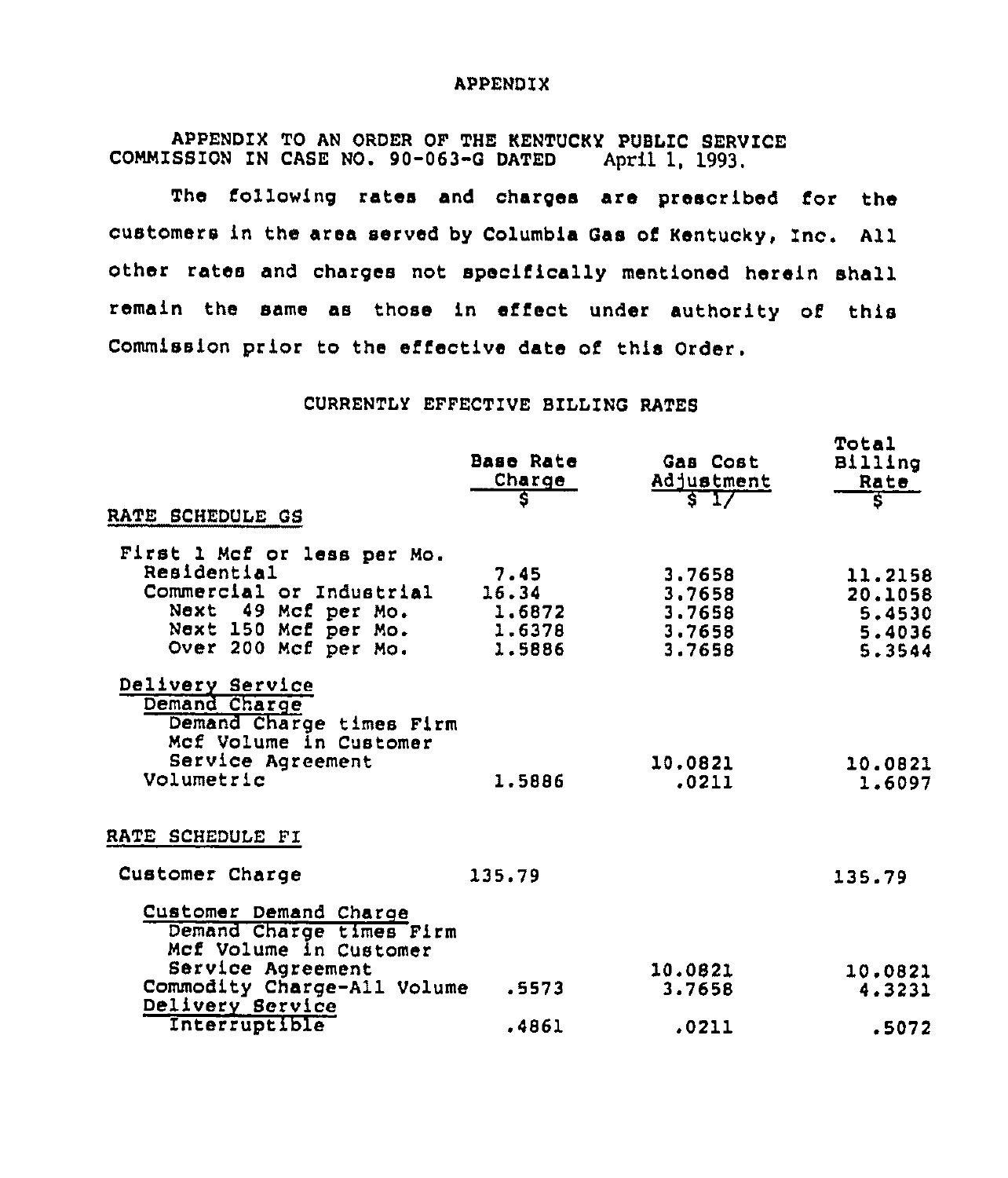APPENDIX

APPENDIX TO AN ORDER OF THE KENTUCKY PUBLIC SERVICE COMMISSION IN CASE NO. 90-063-G DATED April 1, 1993.

The following rates and charges are prescribed for the customers in the area served by Columbia Gas of Kentucky, Inc. All other rates and charges not specifically mentioned herein shall remain the same as those in effect under authority of this Commission prior to the effective date of this Order.

CURRENTLY EFFECTIVE BILLING RATES

| | Base Rate Charge $ | Gas Cost Adjustment $ 1/ | Total Billing Rate $ |
|---|---|---|---|
| RATE SCHEDULE GS | | | |
| First 1 Mcf or less per Mo. | | | |
| Residential | 7.45 | 3.7658 | 11.2158 |
| Commercial or Industrial | 16.34 | 3.7658 | 20.1058 |
| Next 49 Mcf per Mo. | 1.6872 | 3.7658 | 5.4530 |
| Next 150 Mcf per Mo. | 1.6378 | 3.7658 | 5.4036 |
| Over 200 Mcf per Mo. | 1.5886 | 3.7658 | 5.3544 |
| Delivery Service | | | |
| Demand Charge | | | |
| Demand Charge times Firm Mcf Volume in Customer Service Agreement | | 10.0821 | 10.0821 |
| Volumetric | 1.5886 | .0211 | 1.6097 |
| RATE SCHEDULE FI | | | |
| Customer Charge | 135.79 | | 135.79 |
| Customer Demand Charge | | | |
| Demand Charge times Firm Mcf Volume in Customer Service Agreement | | 10.0821 | 10.0821 |
| Commodity Charge-All Volume | .5573 | 3.7658 | 4.3231 |
| Delivery Service | | | |
| Interruptible | .4861 | .0211 | .5072 |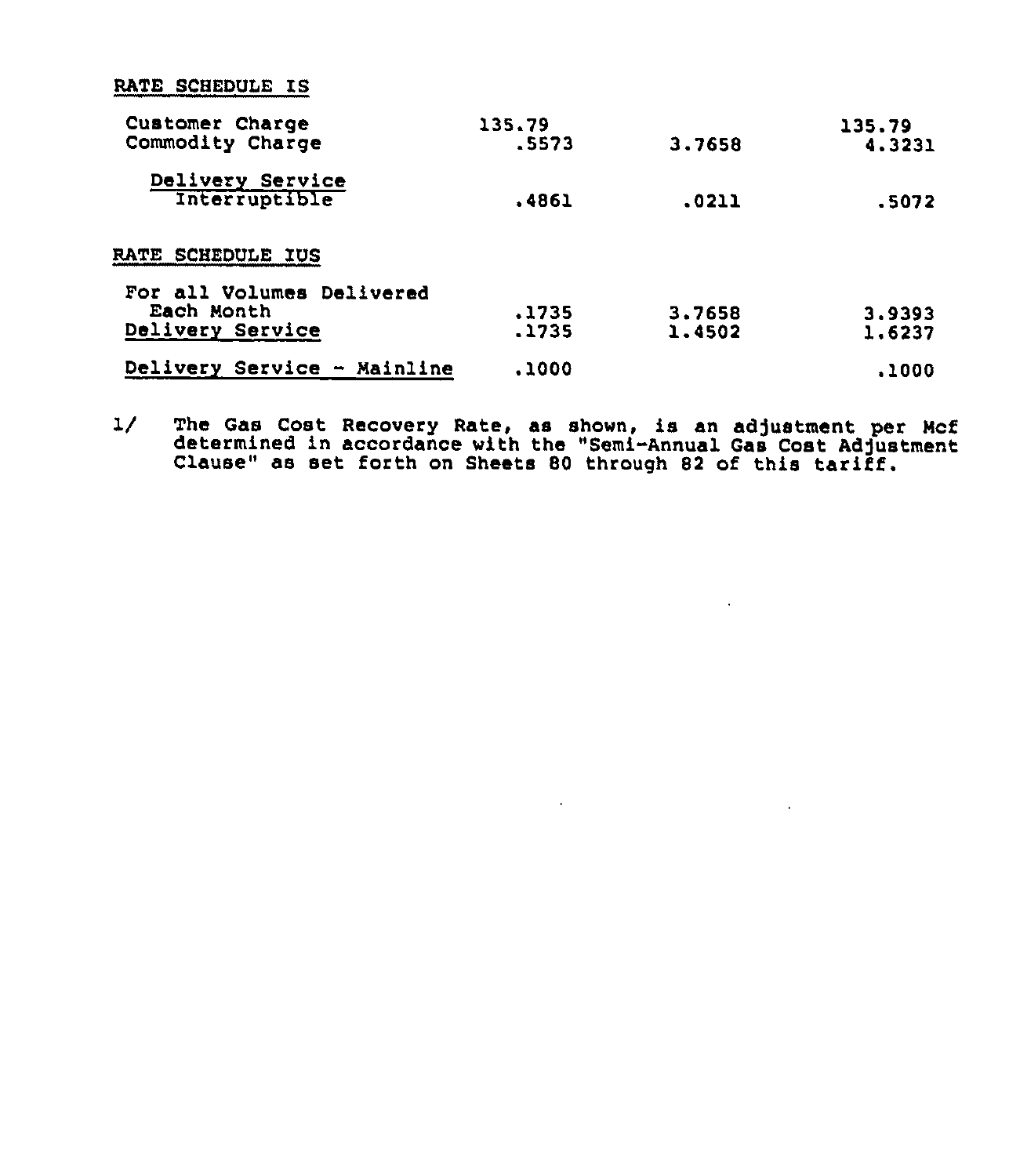RATE SCHEDULE IS

| | | | |
|---|---|---|---|
| Customer Charge | 135.79 | | 135.79 |
| Commodity Charge | .5573 | 3.7658 | 4.3231 |
| Delivery Service Interruptible | .4861 | .0211 | .5072 |

RATE SCHEDULE IUS

| | | | |
|---|---|---|---|
| For all Volumes Delivered Each Month | .1735 | 3.7658 | 3.9393 |
| Delivery Service | .1735 | 1.4502 | 1.6237 |
| Delivery Service - Mainline | .1000 | | .1000 |

1/ The Gas Cost Recovery Rate, as shown, is an adjustment per Mcf determined in accordance with the "Semi-Annual Gas Cost Adjustment Clause" as set forth on Sheets 80 through 82 of this tariff.